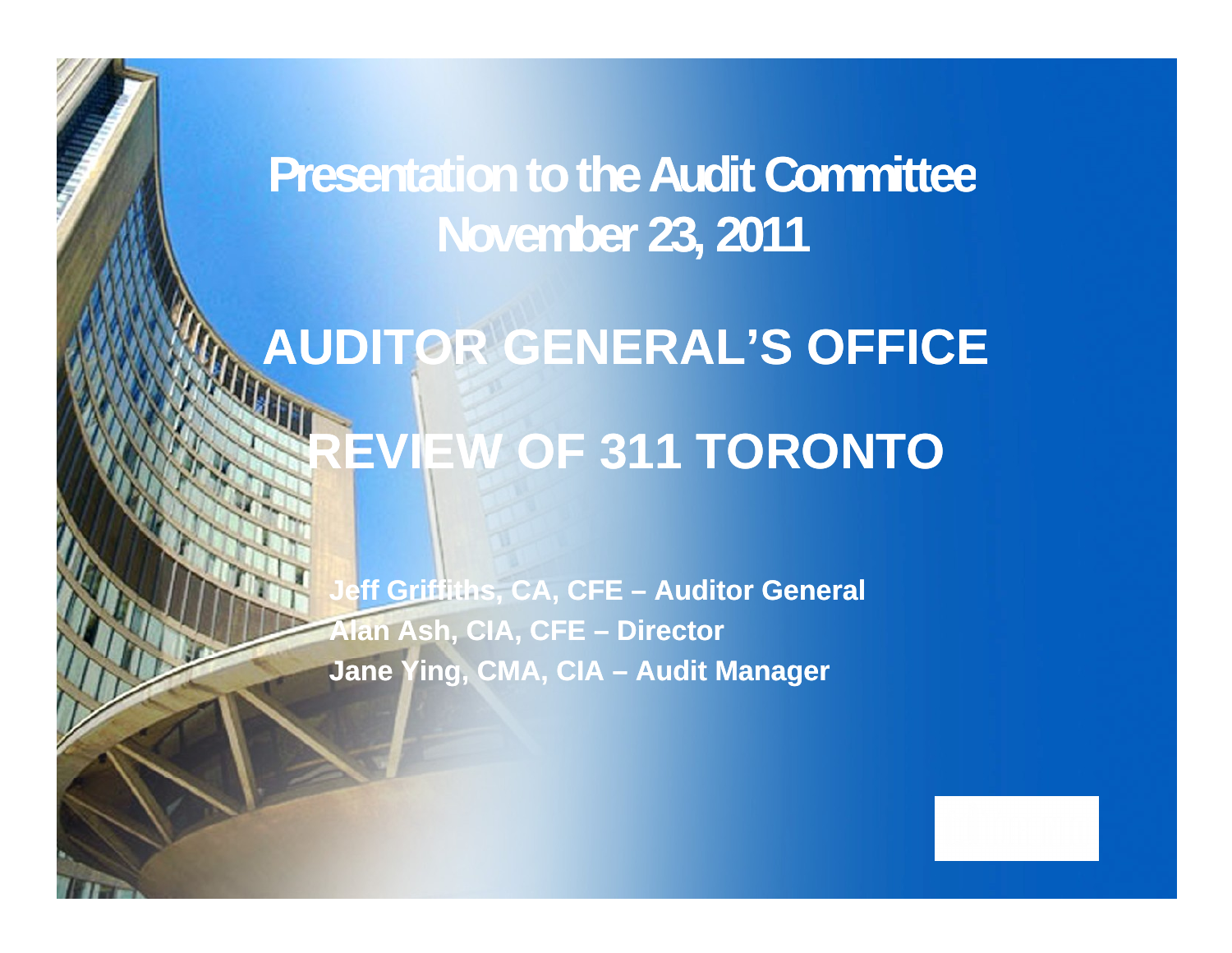# Presentation to the Audit Committee November 23, 2011

# AUDITOR GENERAL'S OFFICE

# REVIEW OF 311 TORONTO

**Jeff Griffiths, CA, CFE – Auditor General**
**Alan Ash, CIA, CFE – Director**
**Jane Ying, CMA, CIA – Audit Manager**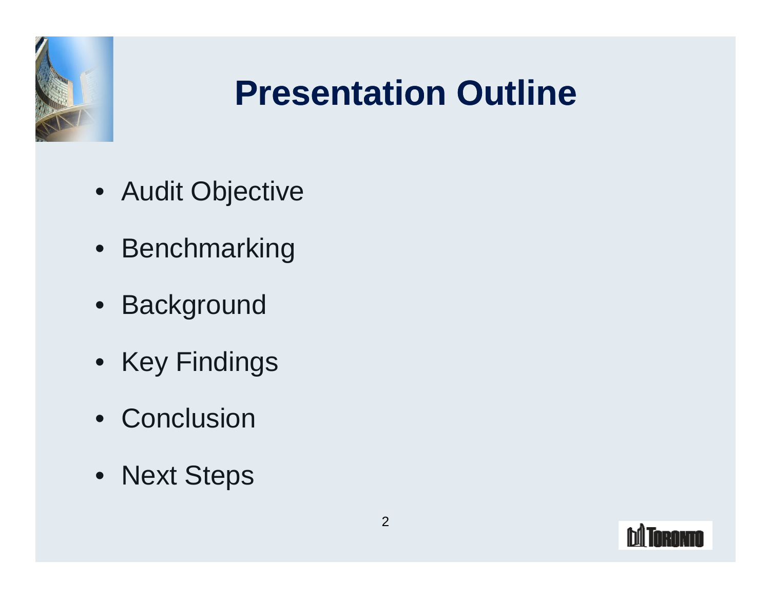# Presentation Outline

- Audit Objective
- Benchmarking
- Background
- Key Findings
- Conclusion
- Next Steps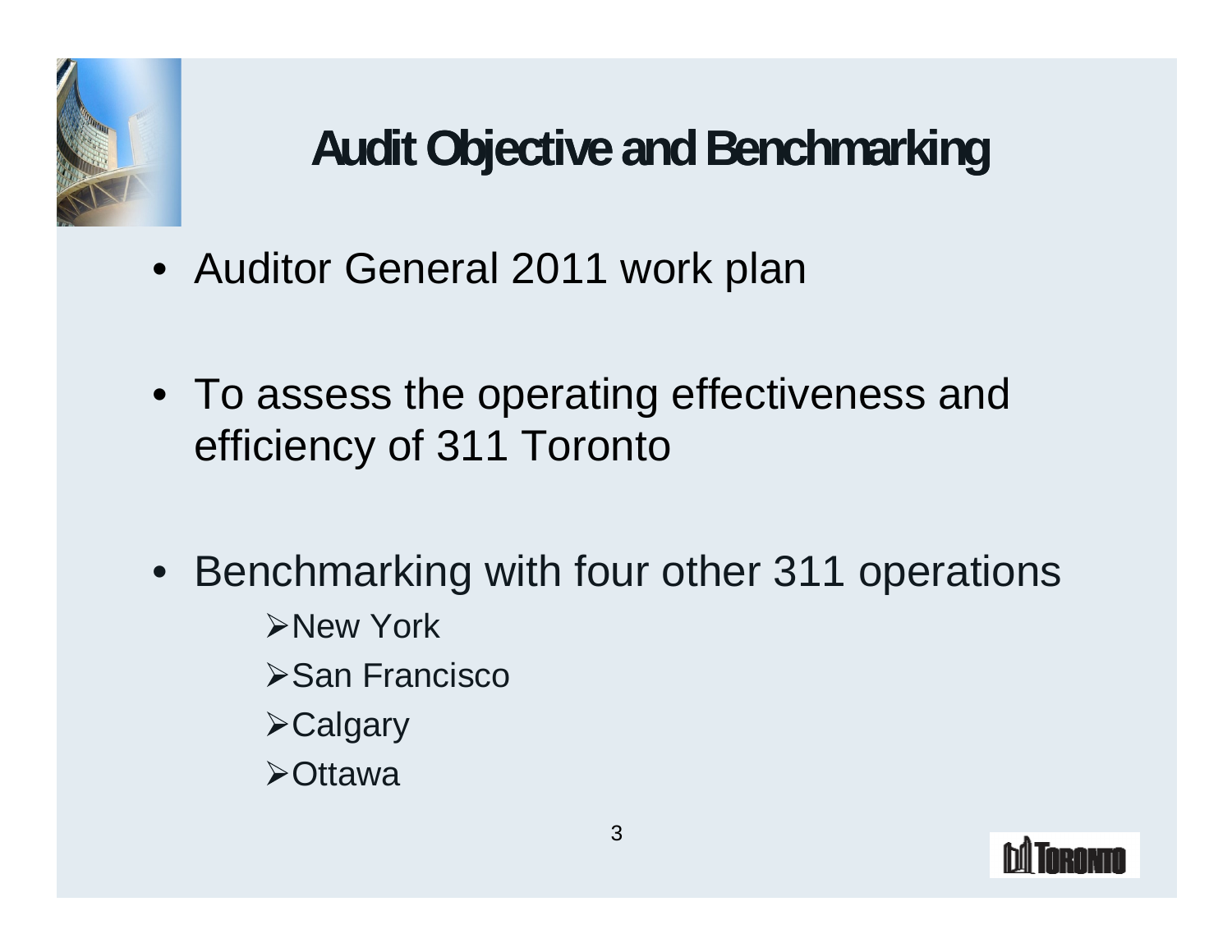# Audit Objective and Benchmarking

- Auditor General 2011 work plan
- To assess the operating effectiveness and efficiency of 311 Toronto
- Benchmarking with four other 311 operations
  - New York
  - San Francisco
  - Calgary
  - Ottawa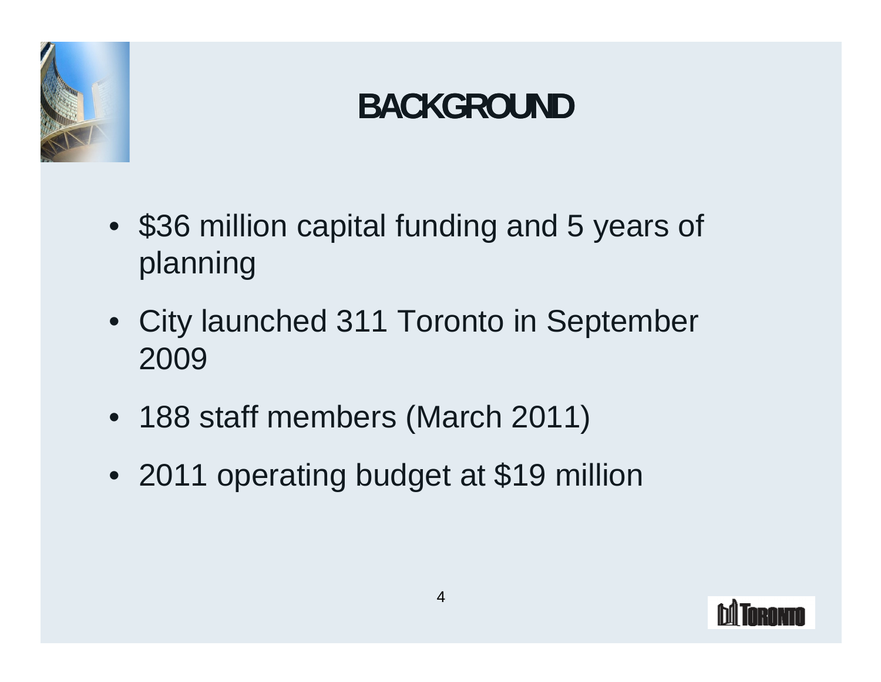# BACKGROUND

- $36 million capital funding and 5 years of planning
- City launched 311 Toronto in September 2009
- 188 staff members (March 2011)
- 2011 operating budget at $19 million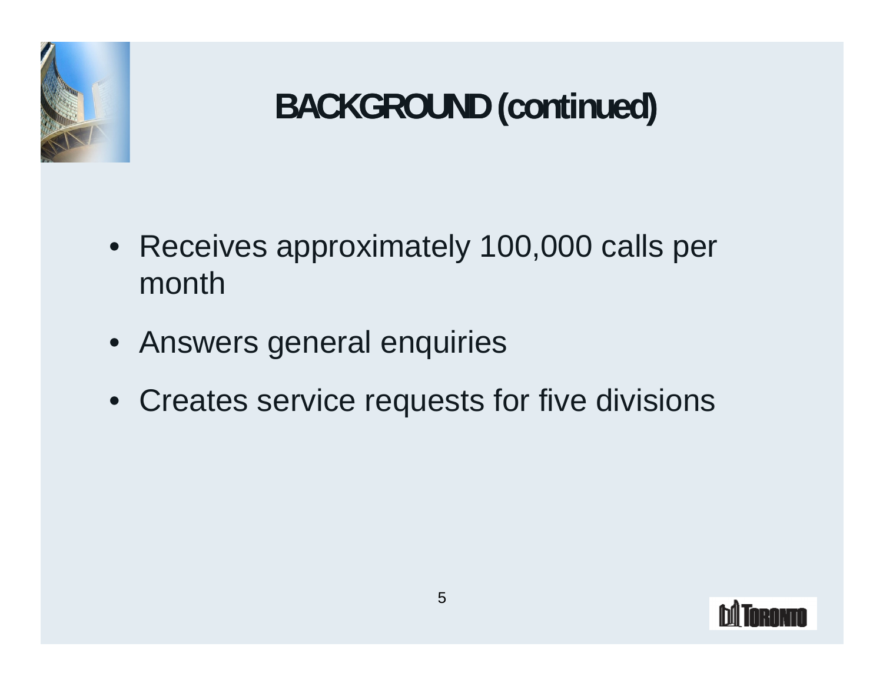# BACKGROUND (continued)

- Receives approximately 100,000 calls per month
- Answers general enquiries
- Creates service requests for five divisions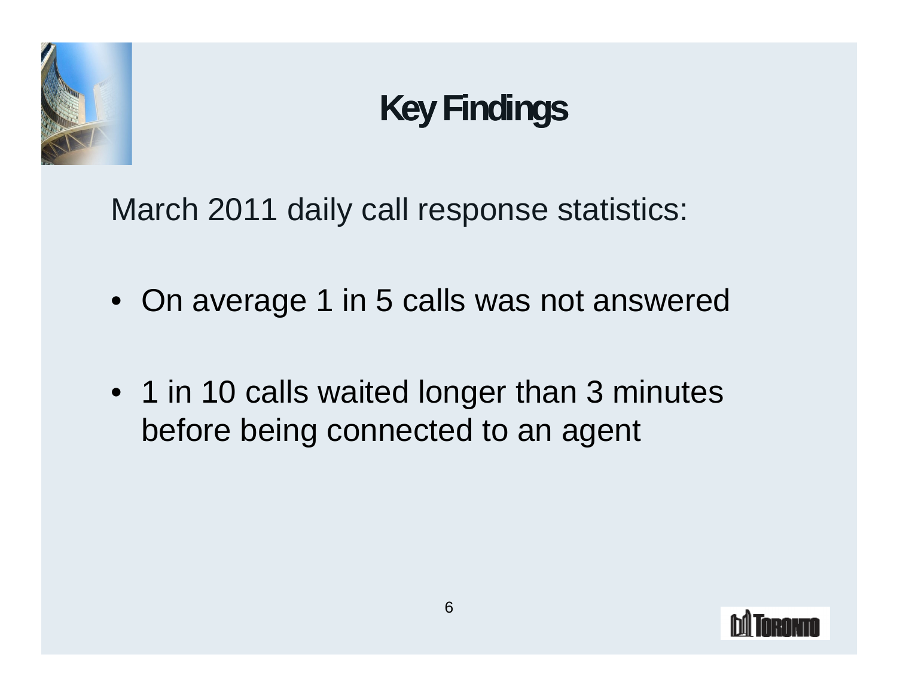# Key Findings

March 2011 daily call response statistics:

- On average 1 in 5 calls was not answered
- 1 in 10 calls waited longer than 3 minutes before being connected to an agent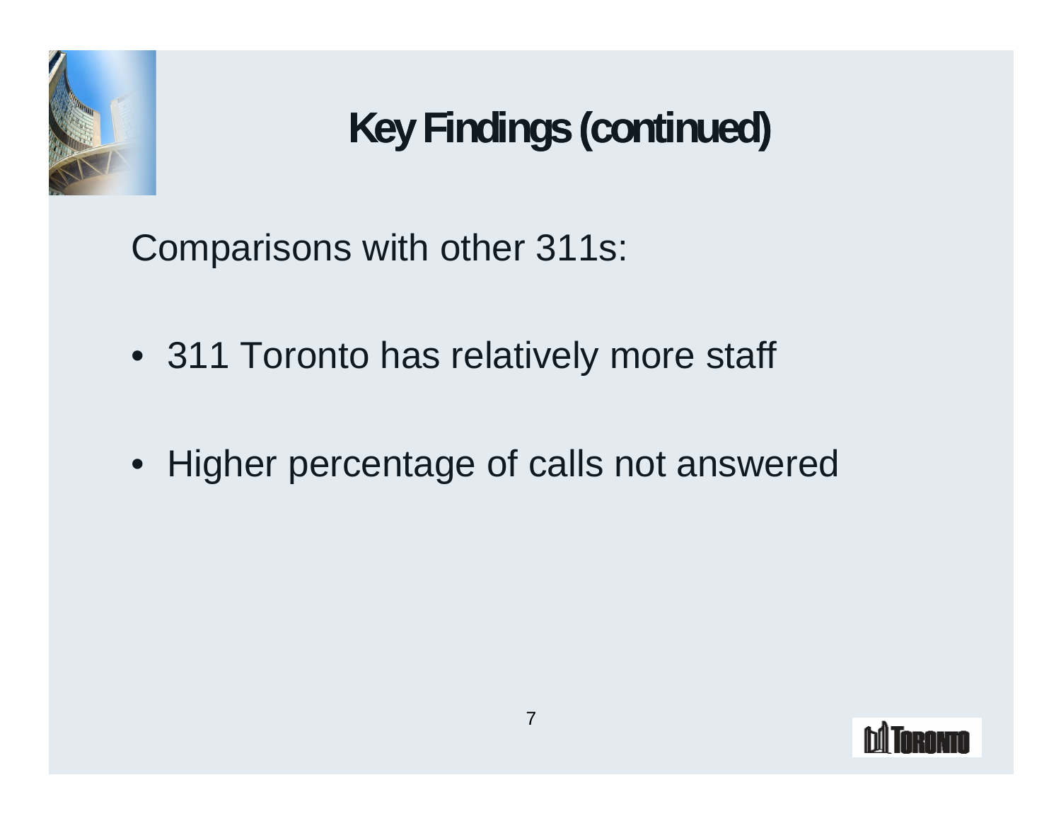# Key Findings (continued)

Comparisons with other 311s:

- 311 Toronto has relatively more staff
- Higher percentage of calls not answered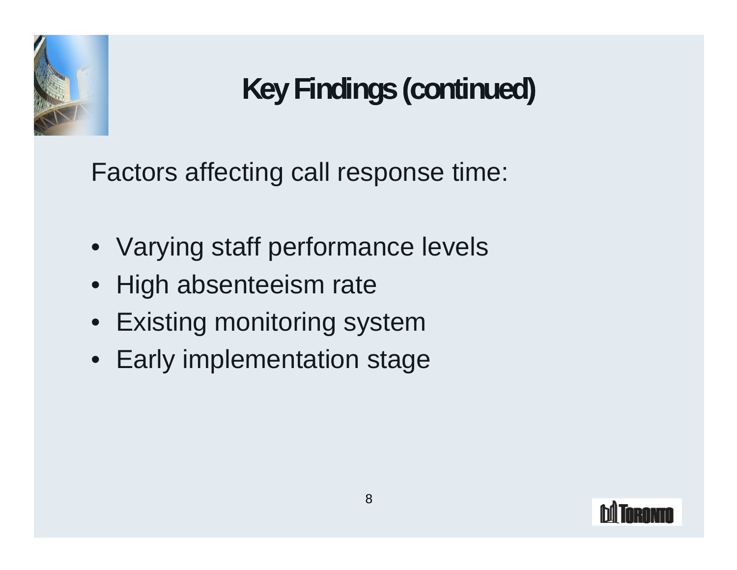# Key Findings (continued)

Factors affecting call response time:

- Varying staff performance levels
- High absenteeism rate
- Existing monitoring system
- Early implementation stage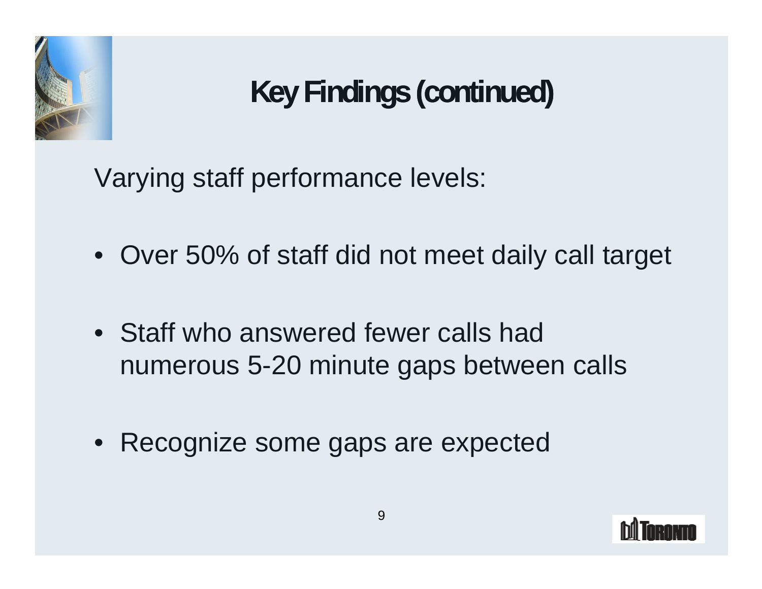# Key Findings (continued)

Varying staff performance levels:

- Over 50% of staff did not meet daily call target
- Staff who answered fewer calls had numerous 5-20 minute gaps between calls
- Recognize some gaps are expected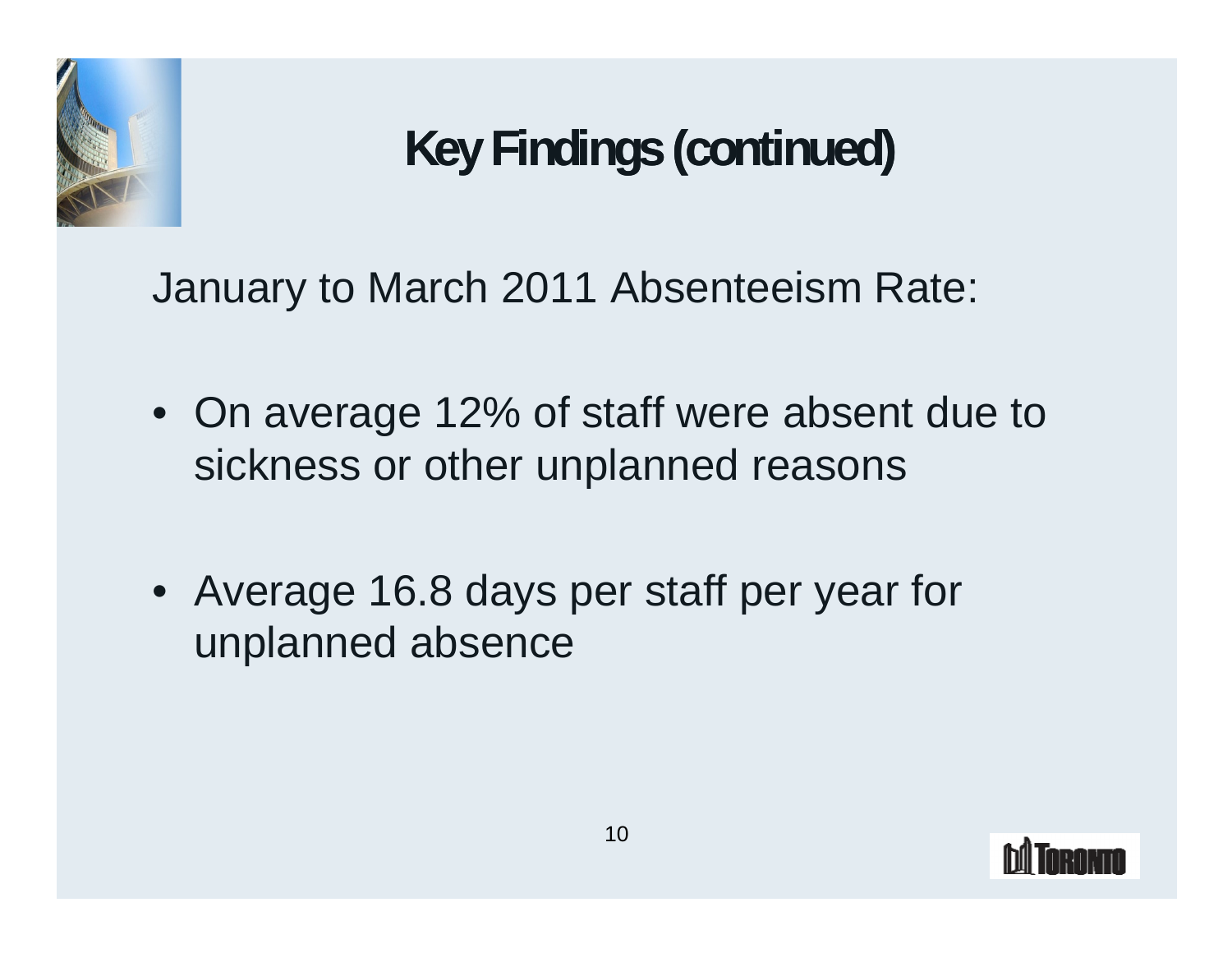# Key Findings (continued)

January to March 2011 Absenteeism Rate:

- On average 12% of staff were absent due to sickness or other unplanned reasons

- Average 16.8 days per staff per year for unplanned absence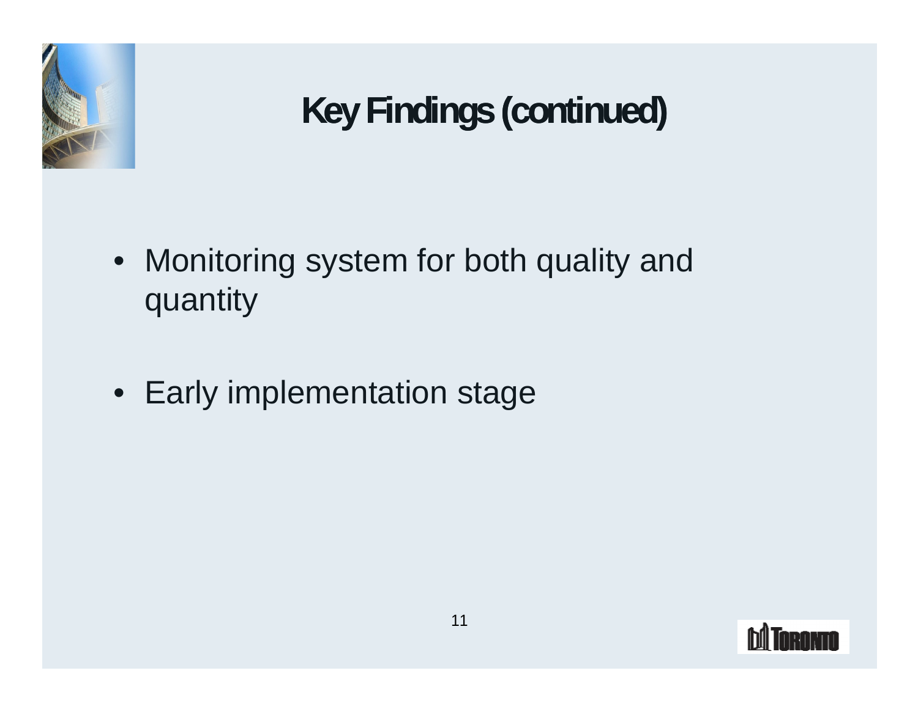# Key Findings (continued)

- Monitoring system for both quality and quantity

- Early implementation stage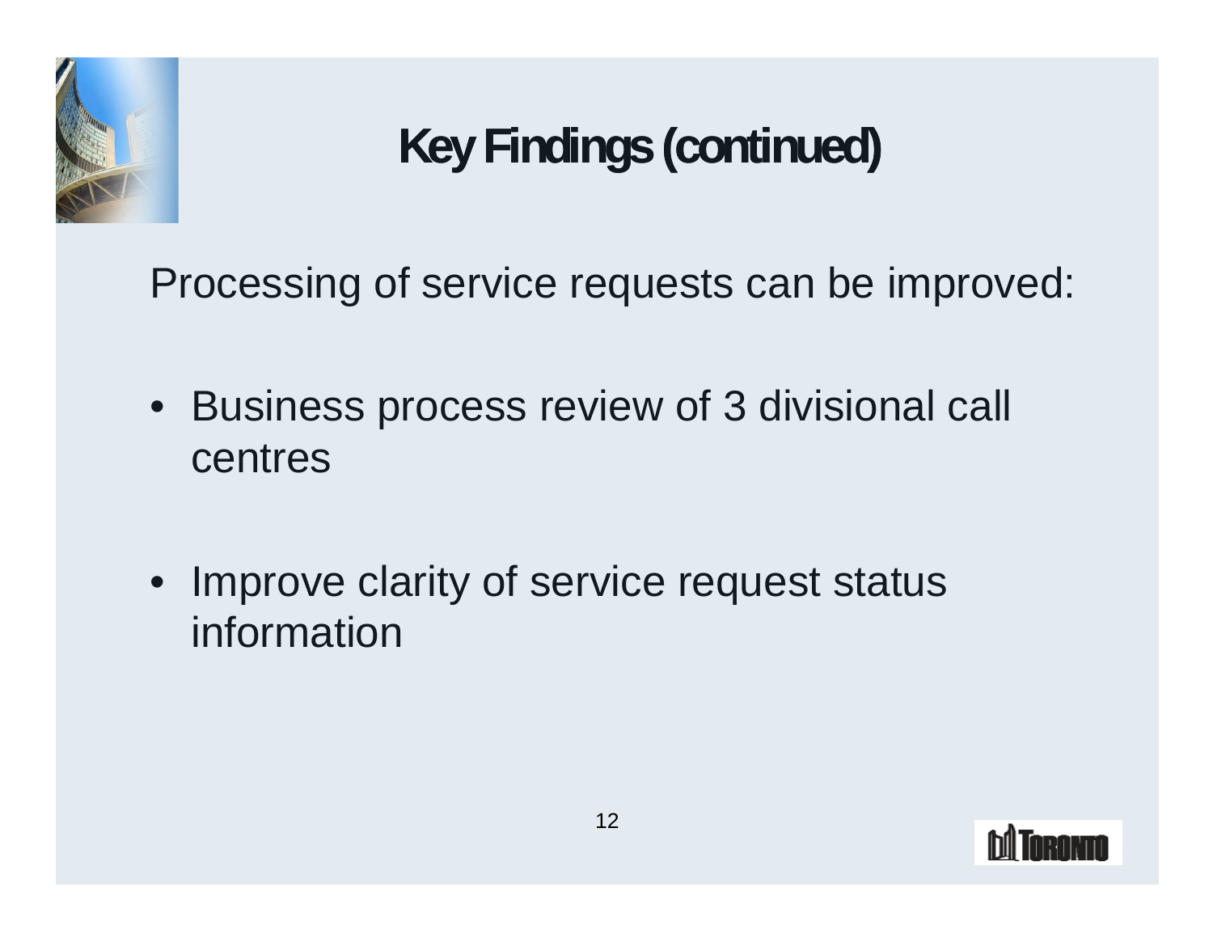# Key Findings (continued)

Processing of service requests can be improved:

- Business process review of 3 divisional call centres
- Improve clarity of service request status information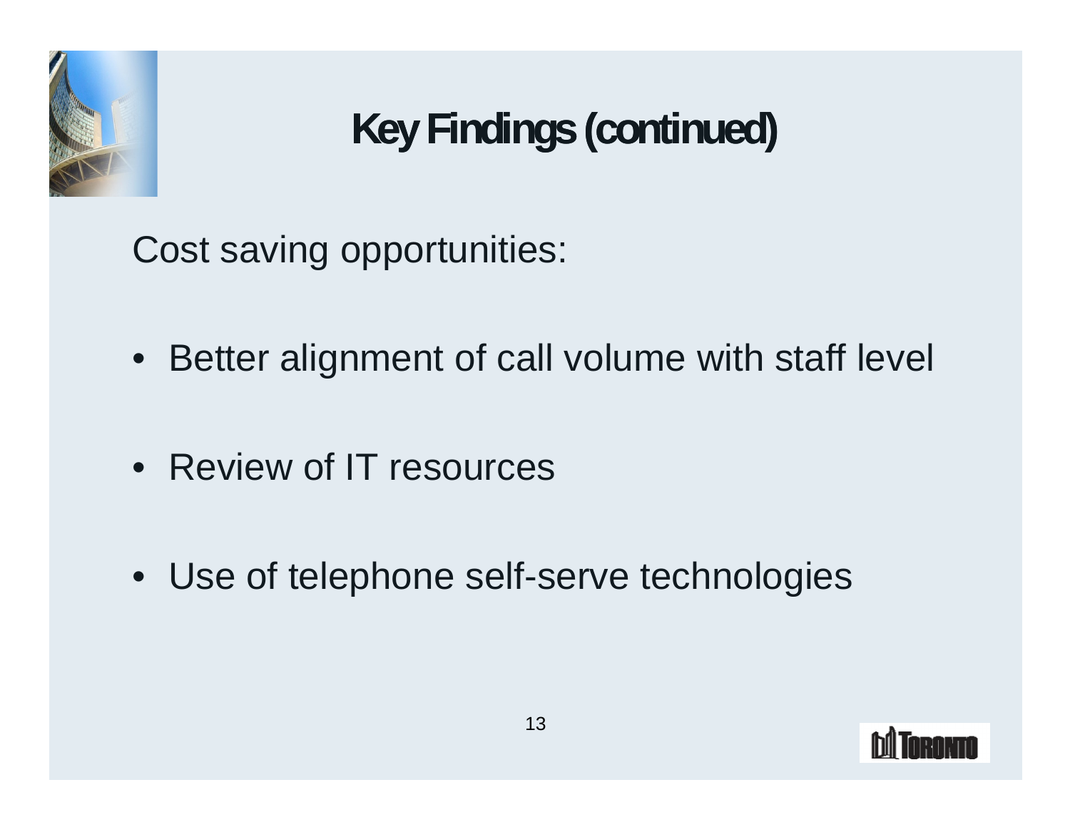# Key Findings (continued)

Cost saving opportunities:

- Better alignment of call volume with staff level
- Review of IT resources
- Use of telephone self-serve technologies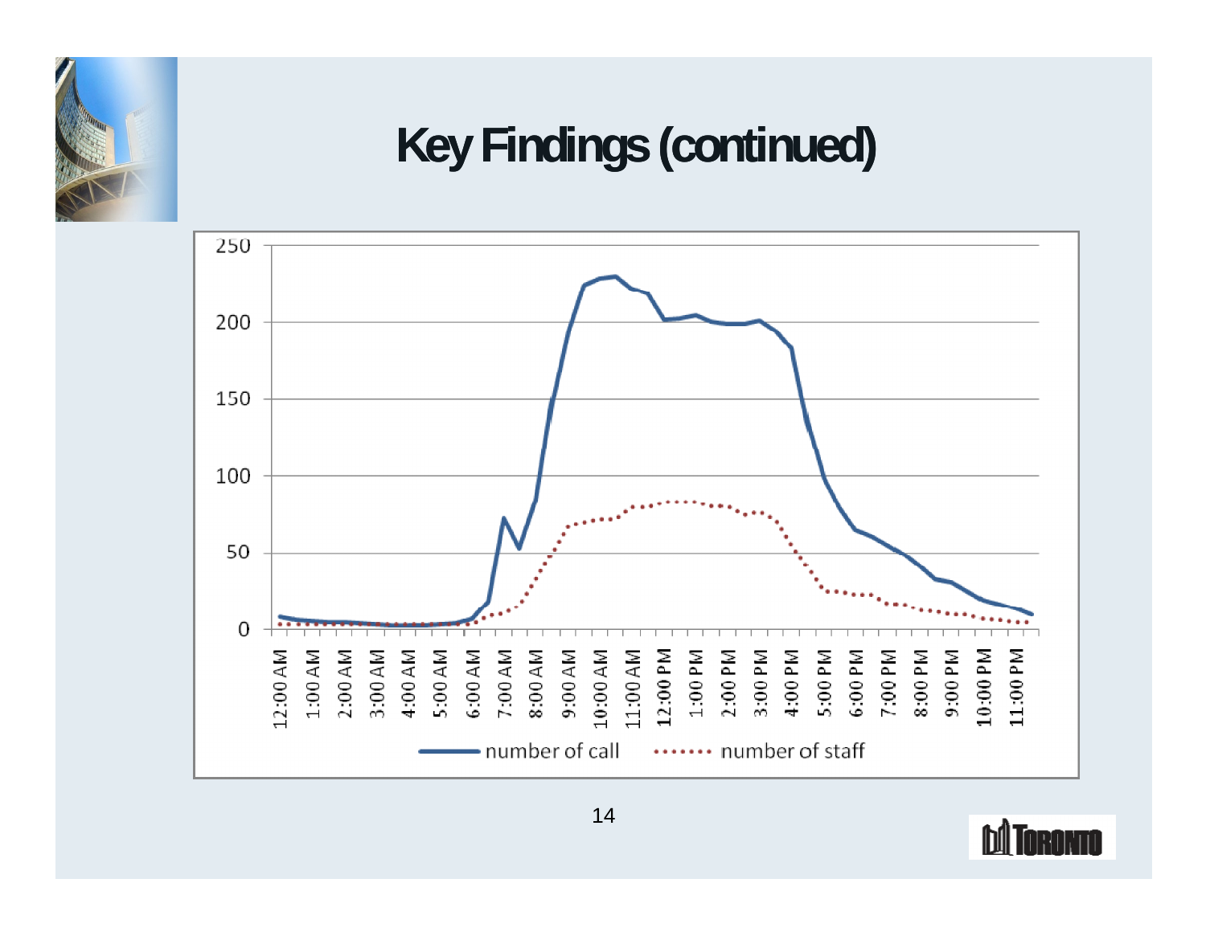# Key Findings (continued)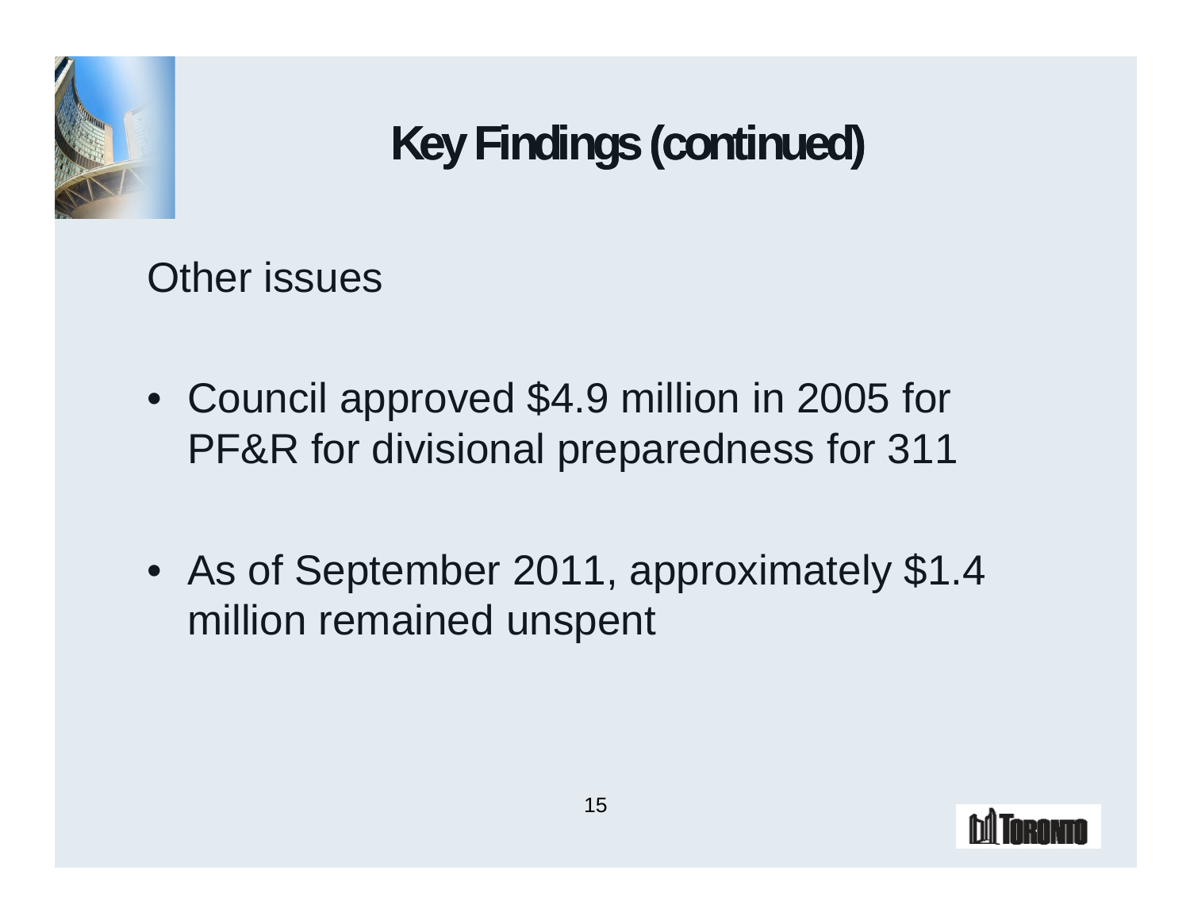# Key Findings (continued)

Other issues

- Council approved $4.9 million in 2005 for PF&R for divisional preparedness for 311
- As of September 2011, approximately $1.4 million remained unspent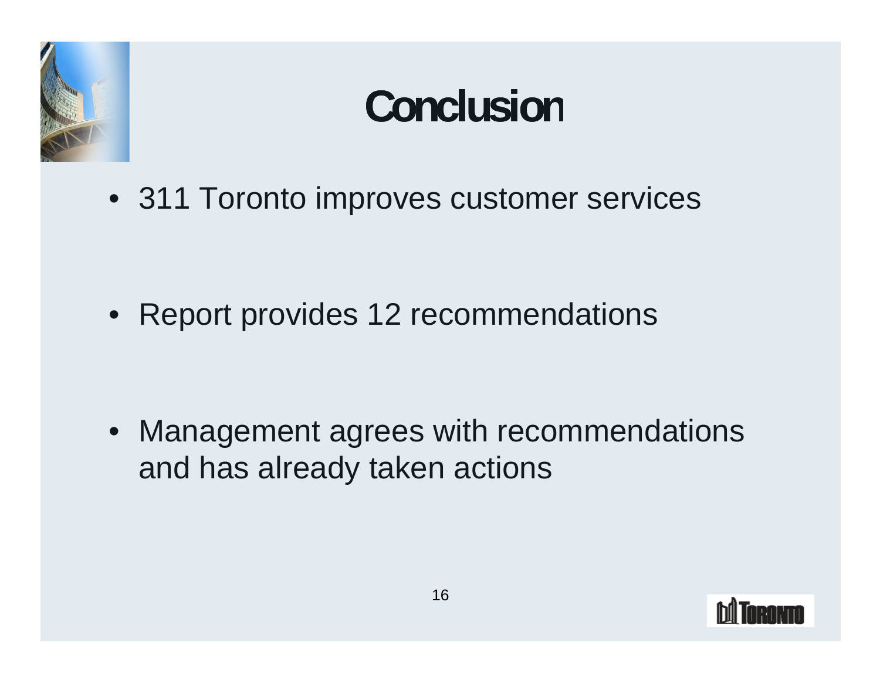# Conclusion

- 311 Toronto improves customer services
- Report provides 12 recommendations
- Management agrees with recommendations and has already taken actions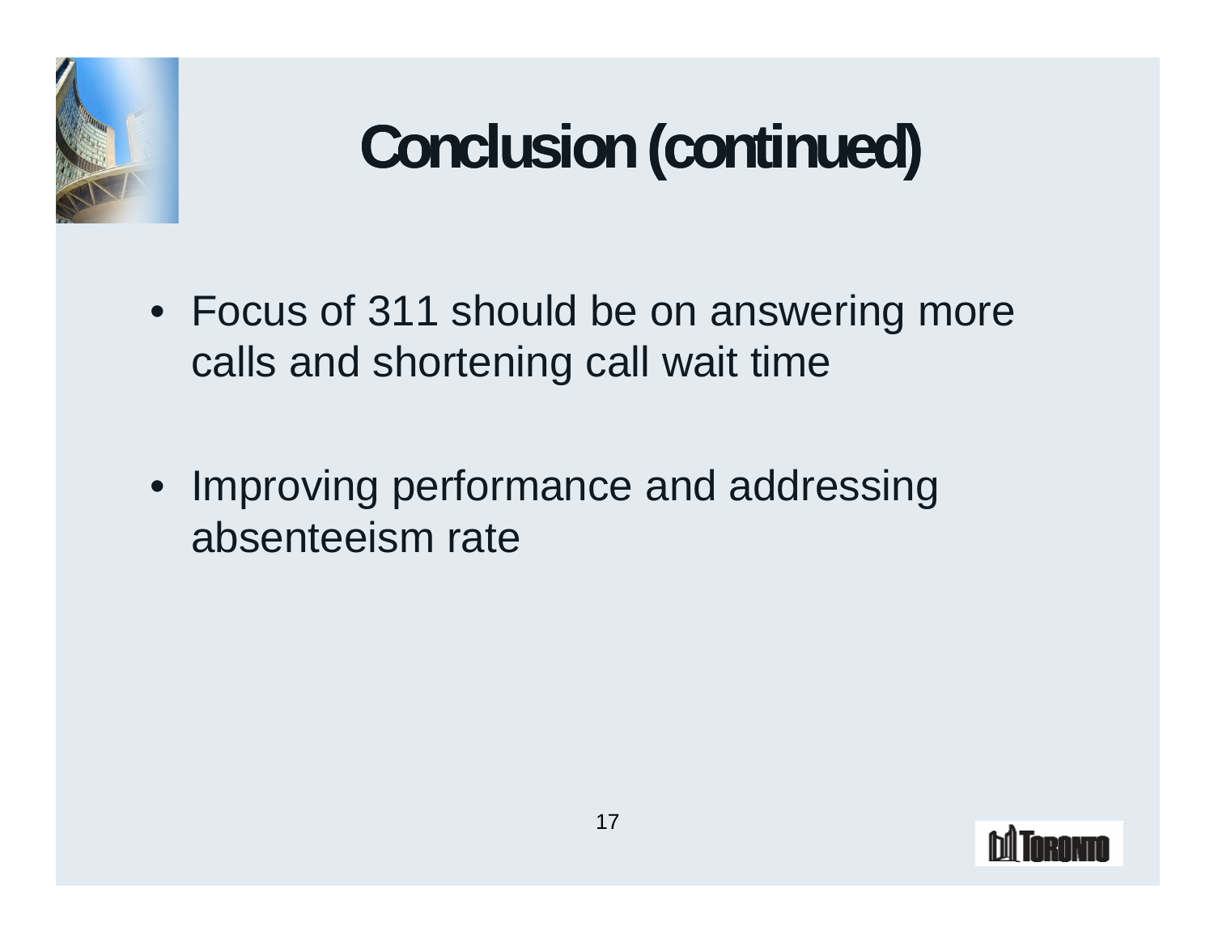# Conclusion (continued)

- Focus of 311 should be on answering more calls and shortening call wait time

- Improving performance and addressing absenteeism rate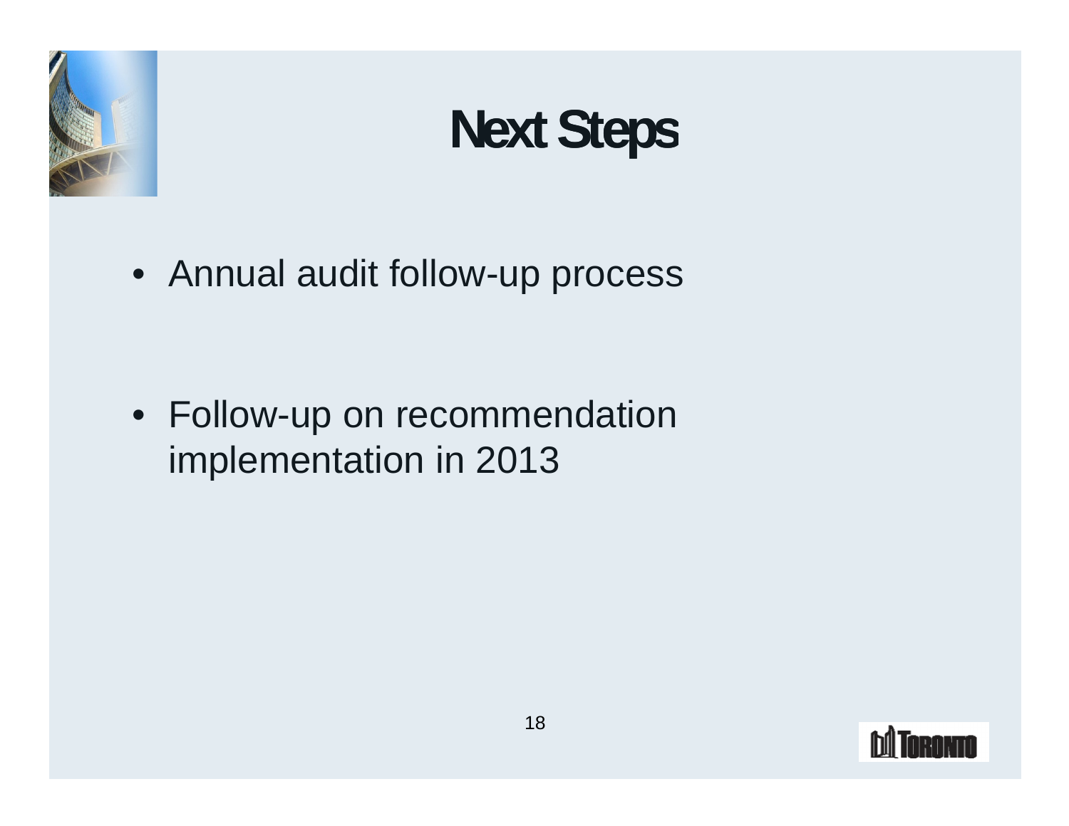# Next Steps

- Annual audit follow-up process
- Follow-up on recommendation implementation in 2013